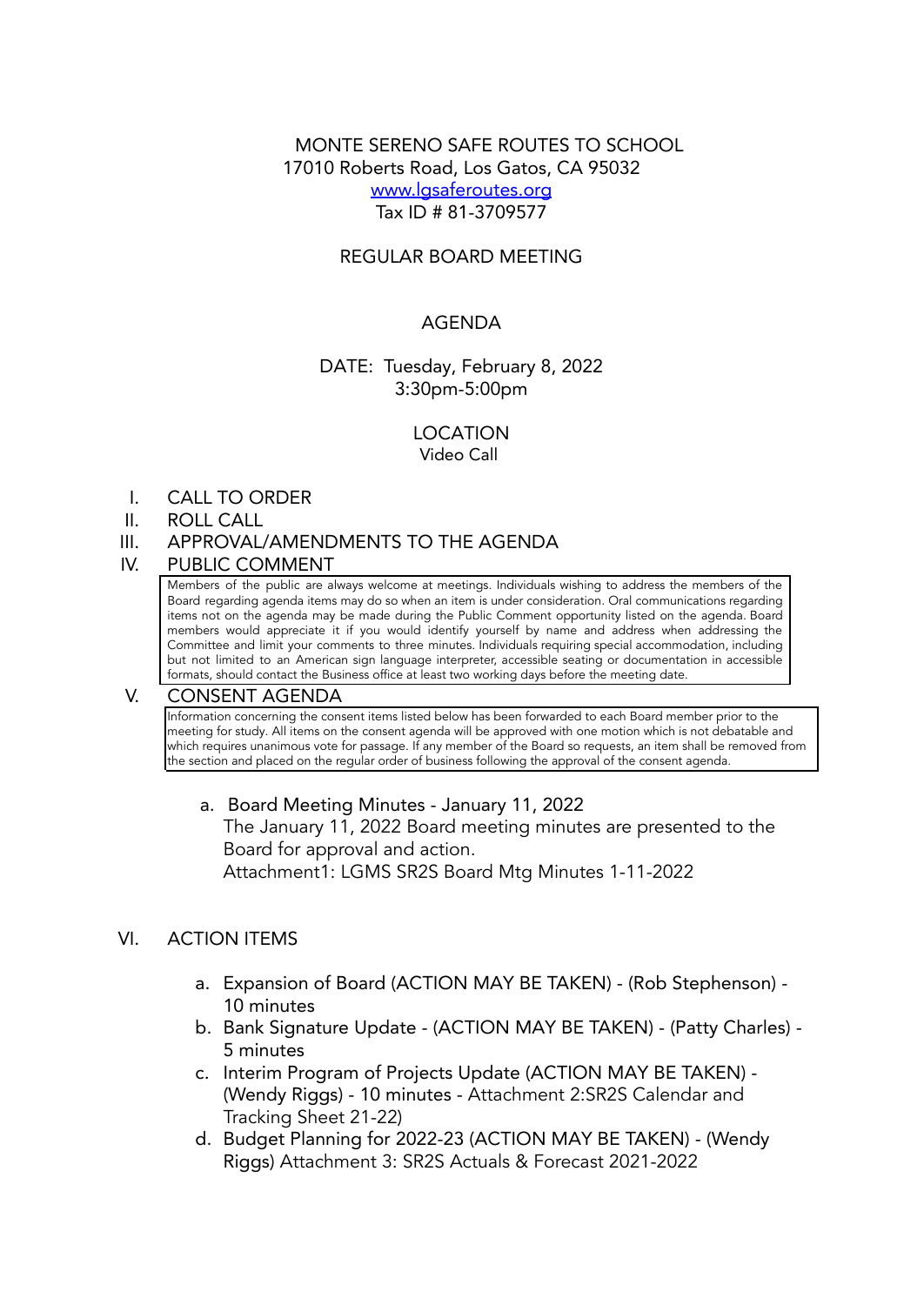MONTE SERENO SAFE ROUTES TO SCHOOL
17010 Roberts Road, Los Gatos, CA 95032
www.lgsaferoutes.org
Tax ID # 81-3709577

REGULAR BOARD MEETING

# AGENDA

DATE: Tuesday, February 8, 2022
3:30pm-5:00pm

LOCATION
Video Call

I. CALL TO ORDER
II. ROLL CALL
III. APPROVAL/AMENDMENTS TO THE AGENDA
IV. PUBLIC COMMENT

Members of the public are always welcome at meetings. Individuals wishing to address the members of the Board regarding agenda items may do so when an item is under consideration. Oral communications regarding items not on the agenda may be made during the Public Comment opportunity listed on the agenda. Board members would appreciate it if you would identify yourself by name and address when addressing the Committee and limit your comments to three minutes. Individuals requiring special accommodation, including but not limited to an American sign language interpreter, accessible seating or documentation in accessible formats, should contact the Business office at least two working days before the meeting date.

V. CONSENT AGENDA

Information concerning the consent items listed below has been forwarded to each Board member prior to the meeting for study. All items on the consent agenda will be approved with one motion which is not debatable and which requires unanimous vote for passage. If any member of the Board so requests, an item shall be removed from the section and placed on the regular order of business following the approval of the consent agenda.

a. Board Meeting Minutes - January 11, 2022
The January 11, 2022 Board meeting minutes are presented to the Board for approval and action.
Attachment1: LGMS SR2S Board Mtg Minutes 1-11-2022

VI. ACTION ITEMS

a. Expansion of Board (ACTION MAY BE TAKEN) - (Rob Stephenson) - 10 minutes
b. Bank Signature Update - (ACTION MAY BE TAKEN) - (Patty Charles) - 5 minutes
c. Interim Program of Projects Update (ACTION MAY BE TAKEN) - (Wendy Riggs) - 10 minutes - Attachment 2:SR2S Calendar and Tracking Sheet 21-22)
d. Budget Planning for 2022-23 (ACTION MAY BE TAKEN) - (Wendy Riggs) Attachment 3: SR2S Actuals & Forecast 2021-2022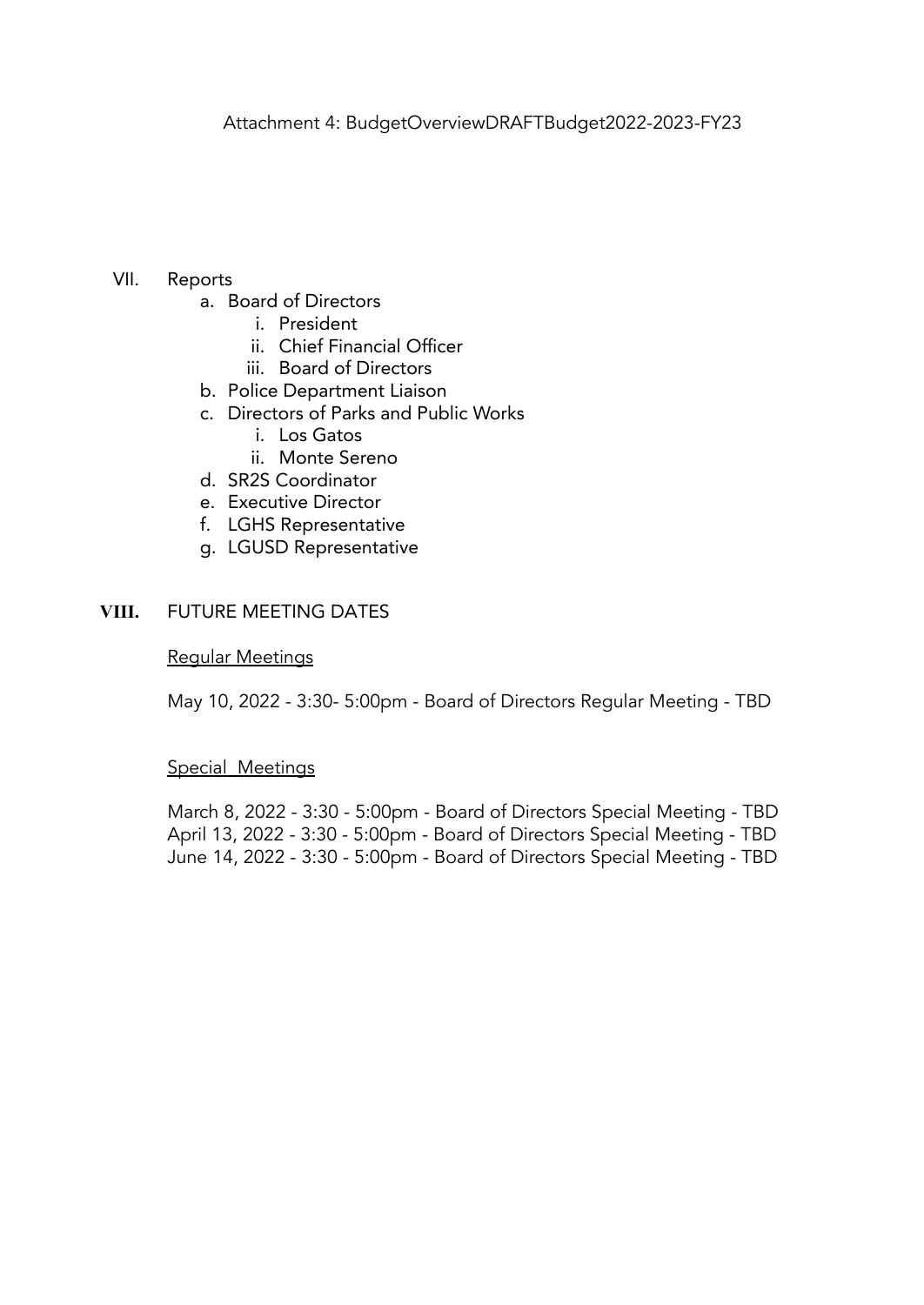Attachment 4: BudgetOverviewDRAFTBudget2022-2023-FY23

VII. Reports
  a. Board of Directors
    i. President
    ii. Chief Financial Officer
    iii. Board of Directors
  b. Police Department Liaison
  c. Directors of Parks and Public Works
    i. Los Gatos
    ii. Monte Sereno
  d. SR2S Coordinator
  e. Executive Director
  f. LGHS Representative
  g. LGUSD Representative

**VIII.** FUTURE MEETING DATES

Regular Meetings

May 10, 2022 - 3:30- 5:00pm - Board of Directors Regular Meeting - TBD

Special Meetings

March 8, 2022 - 3:30 - 5:00pm - Board of Directors Special Meeting - TBD
April 13, 2022 - 3:30 - 5:00pm - Board of Directors Special Meeting - TBD
June 14, 2022 - 3:30 - 5:00pm - Board of Directors Special Meeting - TBD